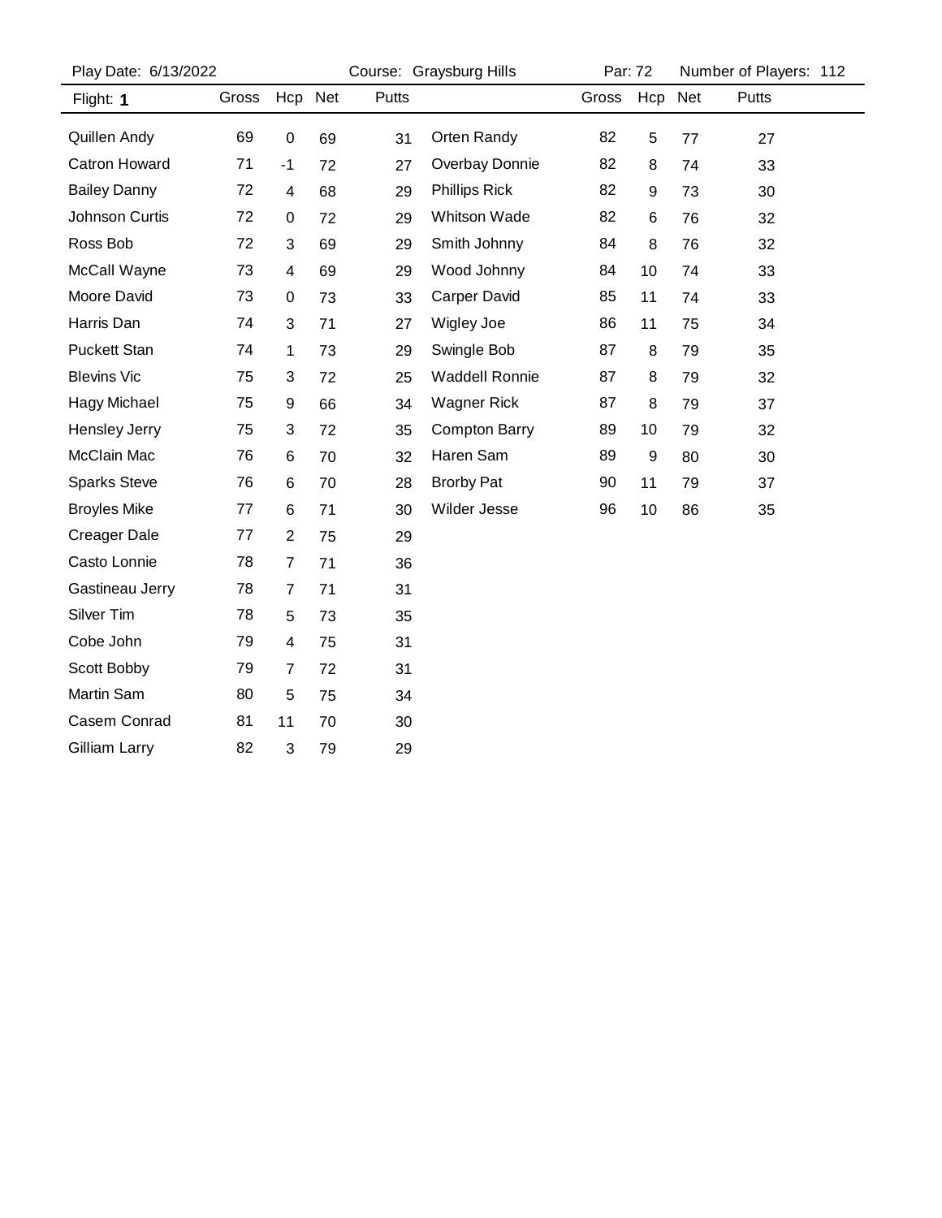Play Date: 6/13/2022 Course: Graysburg Hills Par: 72 Number of Players: 112

Flight: **1**

| Name | Gross | Hcp | Net | Putts |
|---|---|---|---|---|
| Quillen Andy | 69 | 0 | 69 | 31 |
| Catron Howard | 71 | -1 | 72 | 27 |
| Bailey Danny | 72 | 4 | 68 | 29 |
| Johnson Curtis | 72 | 0 | 72 | 29 |
| Ross Bob | 72 | 3 | 69 | 29 |
| McCall Wayne | 73 | 4 | 69 | 29 |
| Moore David | 73 | 0 | 73 | 33 |
| Harris Dan | 74 | 3 | 71 | 27 |
| Puckett Stan | 74 | 1 | 73 | 29 |
| Blevins Vic | 75 | 3 | 72 | 25 |
| Hagy Michael | 75 | 9 | 66 | 34 |
| Hensley Jerry | 75 | 3 | 72 | 35 |
| McClain Mac | 76 | 6 | 70 | 32 |
| Sparks Steve | 76 | 6 | 70 | 28 |
| Broyles Mike | 77 | 6 | 71 | 30 |
| Creager Dale | 77 | 2 | 75 | 29 |
| Casto Lonnie | 78 | 7 | 71 | 36 |
| Gastineau Jerry | 78 | 7 | 71 | 31 |
| Silver Tim | 78 | 5 | 73 | 35 |
| Cobe John | 79 | 4 | 75 | 31 |
| Scott Bobby | 79 | 7 | 72 | 31 |
| Martin Sam | 80 | 5 | 75 | 34 |
| Casem Conrad | 81 | 11 | 70 | 30 |
| Gilliam Larry | 82 | 3 | 79 | 29 |
| Orten Randy | 82 | 5 | 77 | 27 |
| Overbay Donnie | 82 | 8 | 74 | 33 |
| Phillips Rick | 82 | 9 | 73 | 30 |
| Whitson Wade | 82 | 6 | 76 | 32 |
| Smith Johnny | 84 | 8 | 76 | 32 |
| Wood Johnny | 84 | 10 | 74 | 33 |
| Carper David | 85 | 11 | 74 | 33 |
| Wigley Joe | 86 | 11 | 75 | 34 |
| Swingle Bob | 87 | 8 | 79 | 35 |
| Waddell Ronnie | 87 | 8 | 79 | 32 |
| Wagner Rick | 87 | 8 | 79 | 37 |
| Compton Barry | 89 | 10 | 79 | 32 |
| Haren Sam | 89 | 9 | 80 | 30 |
| Brorby Pat | 90 | 11 | 79 | 37 |
| Wilder Jesse | 96 | 10 | 86 | 35 |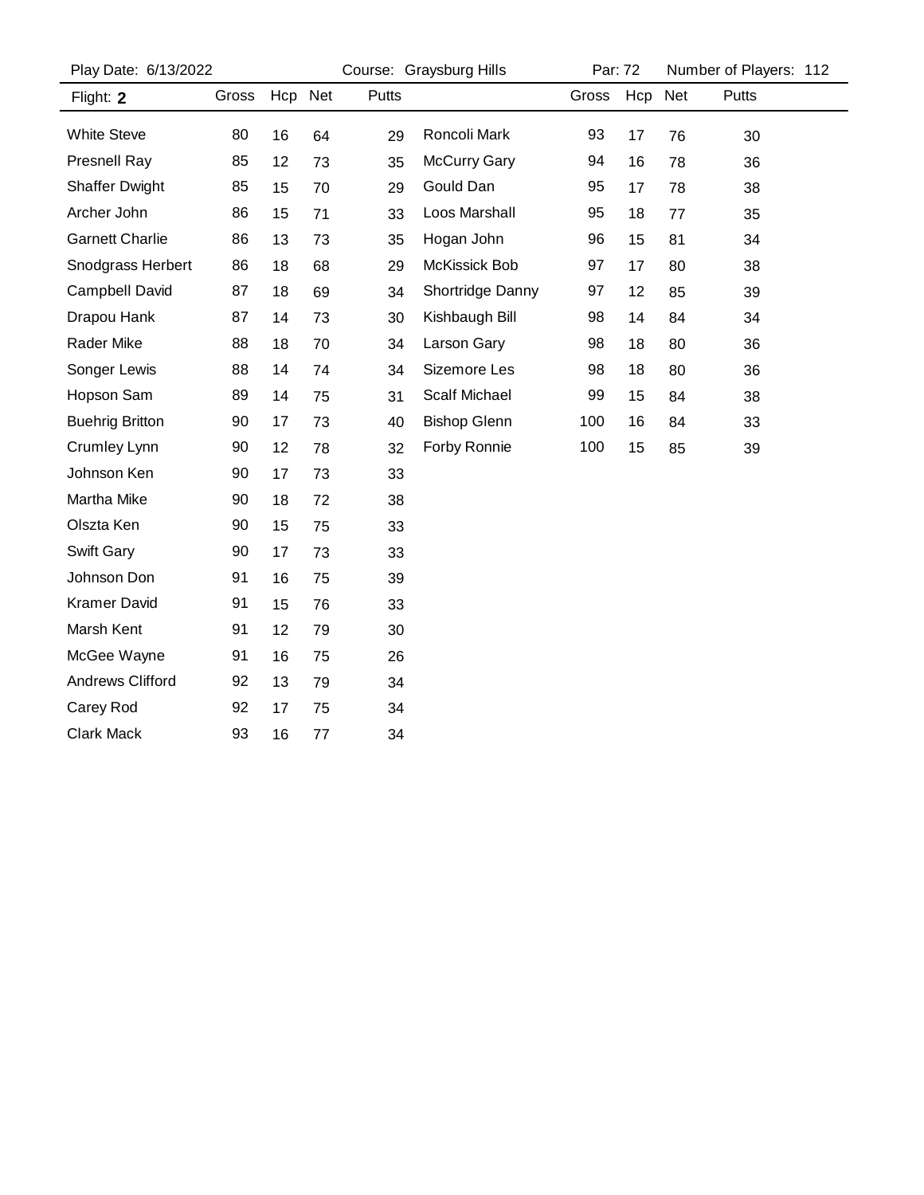Play Date: 6/13/2022 Course: Graysburg Hills Par: 72 Number of Players: 112

Flight: **2**

| Name | Gross | Hcp | Net | Putts |
|---|---|---|---|---|
| White Steve | 80 | 16 | 64 | 29 |
| Presnell Ray | 85 | 12 | 73 | 35 |
| Shaffer Dwight | 85 | 15 | 70 | 29 |
| Archer John | 86 | 15 | 71 | 33 |
| Garnett Charlie | 86 | 13 | 73 | 35 |
| Snodgrass Herbert | 86 | 18 | 68 | 29 |
| Campbell David | 87 | 18 | 69 | 34 |
| Drapou Hank | 87 | 14 | 73 | 30 |
| Rader Mike | 88 | 18 | 70 | 34 |
| Songer Lewis | 88 | 14 | 74 | 34 |
| Hopson Sam | 89 | 14 | 75 | 31 |
| Buehrig Britton | 90 | 17 | 73 | 40 |
| Crumley Lynn | 90 | 12 | 78 | 32 |
| Johnson Ken | 90 | 17 | 73 | 33 |
| Martha Mike | 90 | 18 | 72 | 38 |
| Olszta Ken | 90 | 15 | 75 | 33 |
| Swift Gary | 90 | 17 | 73 | 33 |
| Johnson Don | 91 | 16 | 75 | 39 |
| Kramer David | 91 | 15 | 76 | 33 |
| Marsh Kent | 91 | 12 | 79 | 30 |
| McGee Wayne | 91 | 16 | 75 | 26 |
| Andrews Clifford | 92 | 13 | 79 | 34 |
| Carey Rod | 92 | 17 | 75 | 34 |
| Clark Mack | 93 | 16 | 77 | 34 |
| Roncoli Mark | 93 | 17 | 76 | 30 |
| McCurry Gary | 94 | 16 | 78 | 36 |
| Gould Dan | 95 | 17 | 78 | 38 |
| Loos Marshall | 95 | 18 | 77 | 35 |
| Hogan John | 96 | 15 | 81 | 34 |
| McKissick Bob | 97 | 17 | 80 | 38 |
| Shortridge Danny | 97 | 12 | 85 | 39 |
| Kishbaugh Bill | 98 | 14 | 84 | 34 |
| Larson Gary | 98 | 18 | 80 | 36 |
| Sizemore Les | 98 | 18 | 80 | 36 |
| Scalf Michael | 99 | 15 | 84 | 38 |
| Bishop Glenn | 100 | 16 | 84 | 33 |
| Forby Ronnie | 100 | 15 | 85 | 39 |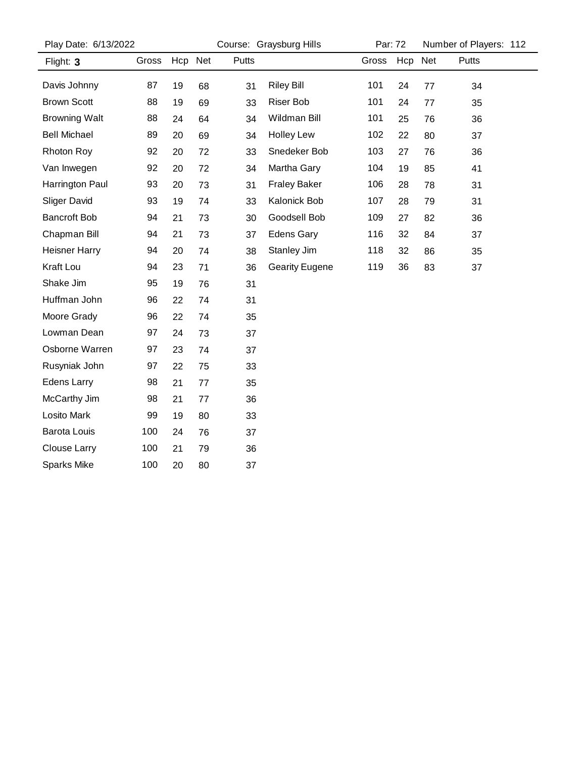Play Date: 6/13/2022 | Course: Graysburg Hills | Par: 72 | Number of Players: 112

| Flight: **3** | Gross | Hcp | Net | Putts | | Gross | Hcp | Net | Putts |
|---|---|---|---|---|---|---|---|---|---|
| Davis Johnny | 87 | 19 | 68 | 31 | Riley Bill | 101 | 24 | 77 | 34 |
| Brown Scott | 88 | 19 | 69 | 33 | Riser Bob | 101 | 24 | 77 | 35 |
| Browning Walt | 88 | 24 | 64 | 34 | Wildman Bill | 101 | 25 | 76 | 36 |
| Bell Michael | 89 | 20 | 69 | 34 | Holley Lew | 102 | 22 | 80 | 37 |
| Rhoton Roy | 92 | 20 | 72 | 33 | Snedeker Bob | 103 | 27 | 76 | 36 |
| Van Inwegen | 92 | 20 | 72 | 34 | Martha Gary | 104 | 19 | 85 | 41 |
| Harrington Paul | 93 | 20 | 73 | 31 | Fraley Baker | 106 | 28 | 78 | 31 |
| Sliger David | 93 | 19 | 74 | 33 | Kalonick Bob | 107 | 28 | 79 | 31 |
| Bancroft Bob | 94 | 21 | 73 | 30 | Goodsell Bob | 109 | 27 | 82 | 36 |
| Chapman Bill | 94 | 21 | 73 | 37 | Edens Gary | 116 | 32 | 84 | 37 |
| Heisner Harry | 94 | 20 | 74 | 38 | Stanley Jim | 118 | 32 | 86 | 35 |
| Kraft Lou | 94 | 23 | 71 | 36 | Gearity Eugene | 119 | 36 | 83 | 37 |
| Shake Jim | 95 | 19 | 76 | 31 | | | | | |
| Huffman John | 96 | 22 | 74 | 31 | | | | | |
| Moore Grady | 96 | 22 | 74 | 35 | | | | | |
| Lowman Dean | 97 | 24 | 73 | 37 | | | | | |
| Osborne Warren | 97 | 23 | 74 | 37 | | | | | |
| Rusyniak John | 97 | 22 | 75 | 33 | | | | | |
| Edens Larry | 98 | 21 | 77 | 35 | | | | | |
| McCarthy Jim | 98 | 21 | 77 | 36 | | | | | |
| Losito Mark | 99 | 19 | 80 | 33 | | | | | |
| Barota Louis | 100 | 24 | 76 | 37 | | | | | |
| Clouse Larry | 100 | 21 | 79 | 36 | | | | | |
| Sparks Mike | 100 | 20 | 80 | 37 | | | | | |